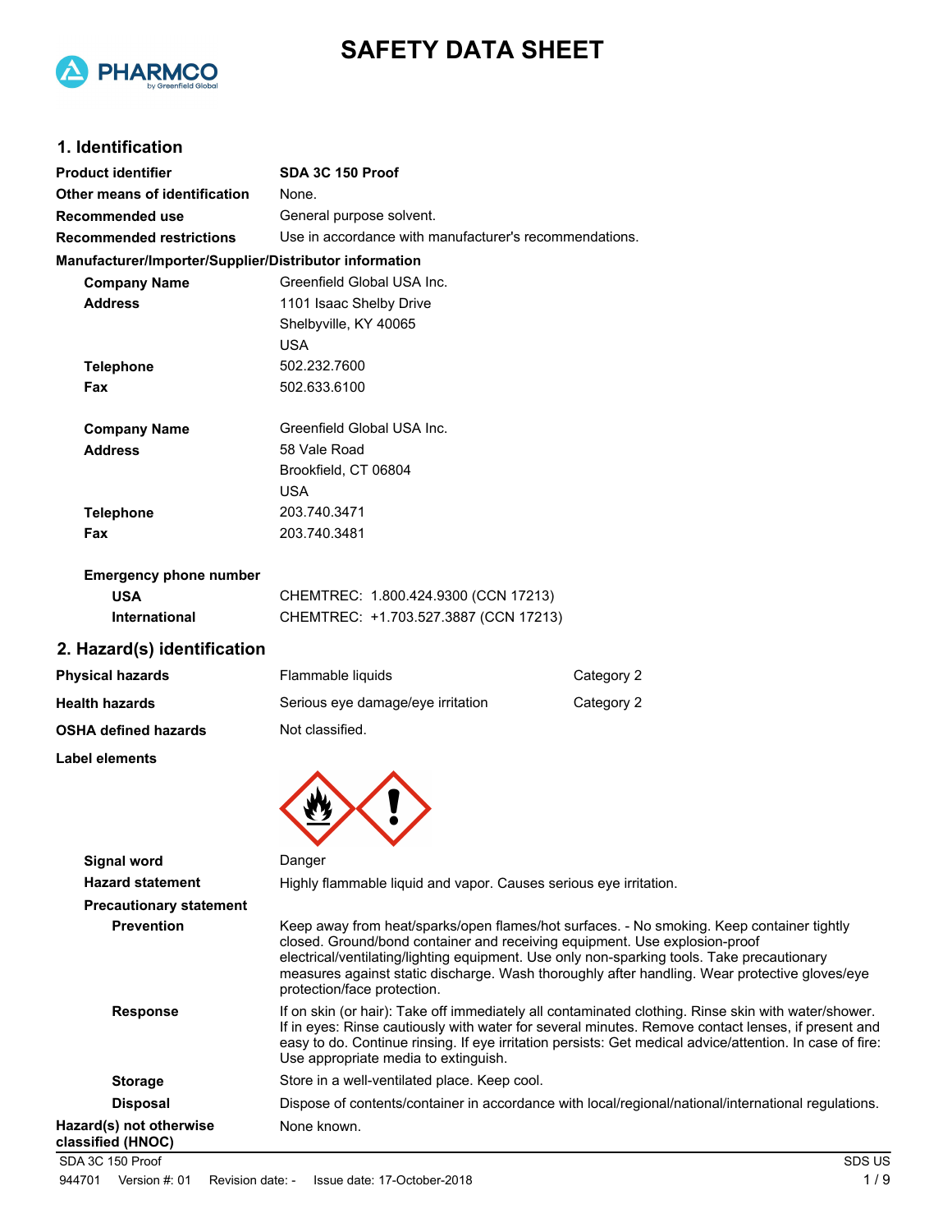# SAFETY DATA SHEET

## 1. Identification

| | |
|---|---|
| **Product identifier** | **SDA 3C 150 Proof** |
| **Other means of identification** | None. |
| **Recommended use** | General purpose solvent. |
| **Recommended restrictions** | Use in accordance with manufacturer's recommendations. |

**Manufacturer/Importer/Supplier/Distributor information**

| | |
|---|---|
| **Company Name** | Greenfield Global USA Inc. |
| **Address** | 1101 Isaac Shelby Drive<br>Shelbyville, KY 40065<br>USA |
| **Telephone** | 502.232.7600 |
| **Fax** | 502.633.6100 |
| **Company Name** | Greenfield Global USA Inc. |
| **Address** | 58 Vale Road<br>Brookfield, CT 06804<br>USA |
| **Telephone** | 203.740.3471 |
| **Fax** | 203.740.3481 |

**Emergency phone number**

| | |
|---|---|
| **USA** | CHEMTREC: 1.800.424.9300 (CCN 17213) |
| **International** | CHEMTREC: +1.703.527.3887 (CCN 17213) |

## 2. Hazard(s) identification

| | | |
|---|---|---|
| **Physical hazards** | Flammable liquids | Category 2 |
| **Health hazards** | Serious eye damage/eye irritation | Category 2 |
| **OSHA defined hazards** | Not classified. | |

**Label elements**

**Signal word** Danger

**Hazard statement** Highly flammable liquid and vapor. Causes serious eye irritation.

**Precautionary statement**

**Prevention** Keep away from heat/sparks/open flames/hot surfaces. - No smoking. Keep container tightly closed. Ground/bond container and receiving equipment. Use explosion-proof electrical/ventilating/lighting equipment. Use only non-sparking tools. Take precautionary measures against static discharge. Wash thoroughly after handling. Wear protective gloves/eye protection/face protection.

**Response** If on skin (or hair): Take off immediately all contaminated clothing. Rinse skin with water/shower. If in eyes: Rinse cautiously with water for several minutes. Remove contact lenses, if present and easy to do. Continue rinsing. If eye irritation persists: Get medical advice/attention. In case of fire: Use appropriate media to extinguish.

**Storage** Store in a well-ventilated place. Keep cool.

**Disposal** Dispose of contents/container in accordance with local/regional/national/international regulations.

**Hazard(s) not otherwise classified (HNOC)** None known.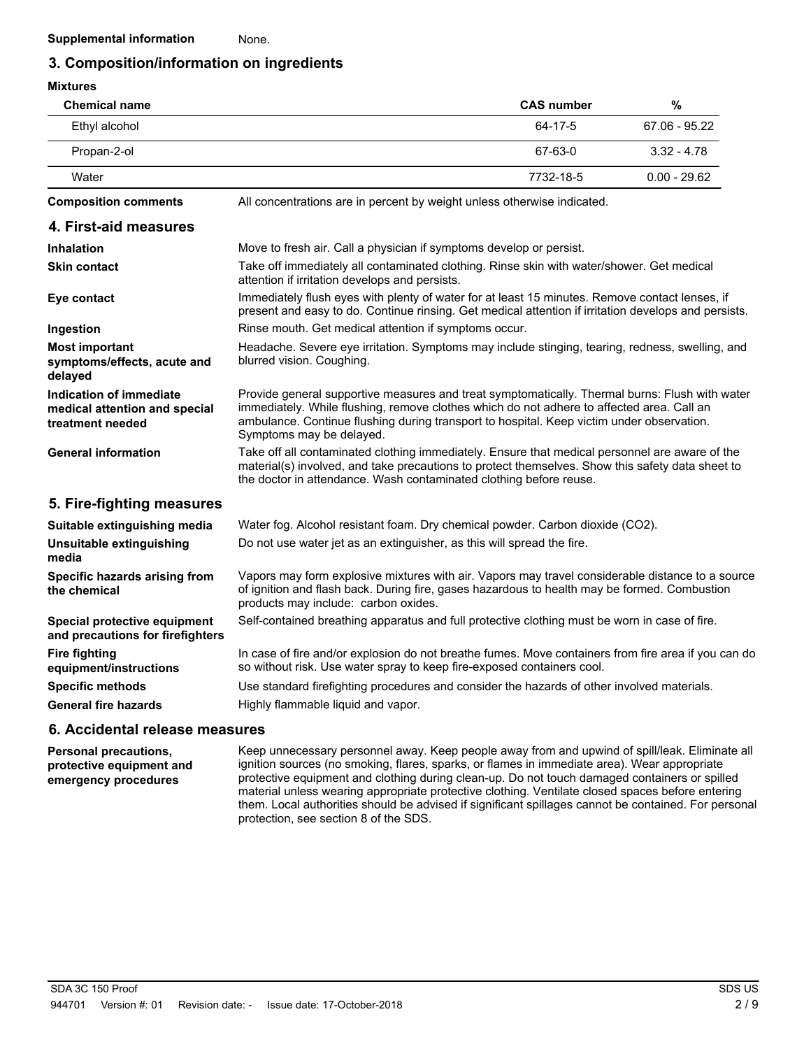**Supplemental information** None.

## 3. Composition/information on ingredients

**Mixtures**

| Chemical name | CAS number | % |
|---|---|---|
| Ethyl alcohol | 64-17-5 | 67.06 - 95.22 |
| Propan-2-ol | 67-63-0 | 3.32 - 4.78 |
| Water | 7732-18-5 | 0.00 - 29.62 |

**Composition comments** All concentrations are in percent by weight unless otherwise indicated.

## 4. First-aid measures

**Inhalation** Move to fresh air. Call a physician if symptoms develop or persist.

**Skin contact** Take off immediately all contaminated clothing. Rinse skin with water/shower. Get medical attention if irritation develops and persists.

**Eye contact** Immediately flush eyes with plenty of water for at least 15 minutes. Remove contact lenses, if present and easy to do. Continue rinsing. Get medical attention if irritation develops and persists.

**Ingestion** Rinse mouth. Get medical attention if symptoms occur.

**Most important symptoms/effects, acute and delayed** Headache. Severe eye irritation. Symptoms may include stinging, tearing, redness, swelling, and blurred vision. Coughing.

**Indication of immediate medical attention and special treatment needed** Provide general supportive measures and treat symptomatically. Thermal burns: Flush with water immediately. While flushing, remove clothes which do not adhere to affected area. Call an ambulance. Continue flushing during transport to hospital. Keep victim under observation. Symptoms may be delayed.

**General information** Take off all contaminated clothing immediately. Ensure that medical personnel are aware of the material(s) involved, and take precautions to protect themselves. Show this safety data sheet to the doctor in attendance. Wash contaminated clothing before reuse.

## 5. Fire-fighting measures

**Suitable extinguishing media** Water fog. Alcohol resistant foam. Dry chemical powder. Carbon dioxide ($CO_2$).

**Unsuitable extinguishing media** Do not use water jet as an extinguisher, as this will spread the fire.

**Specific hazards arising from the chemical** Vapors may form explosive mixtures with air. Vapors may travel considerable distance to a source of ignition and flash back. During fire, gases hazardous to health may be formed. Combustion products may include: carbon oxides.

**Special protective equipment and precautions for firefighters** Self-contained breathing apparatus and full protective clothing must be worn in case of fire.

**Fire fighting equipment/instructions** In case of fire and/or explosion do not breathe fumes. Move containers from fire area if you can do so without risk. Use water spray to keep fire-exposed containers cool.

**Specific methods** Use standard firefighting procedures and consider the hazards of other involved materials.

**General fire hazards** Highly flammable liquid and vapor.

## 6. Accidental release measures

**Personal precautions, protective equipment and emergency procedures** Keep unnecessary personnel away. Keep people away from and upwind of spill/leak. Eliminate all ignition sources (no smoking, flares, sparks, or flames in immediate area). Wear appropriate protective equipment and clothing during clean-up. Do not touch damaged containers or spilled material unless wearing appropriate protective clothing. Ventilate closed spaces before entering them. Local authorities should be advised if significant spillages cannot be contained. For personal protection, see section 8 of the SDS.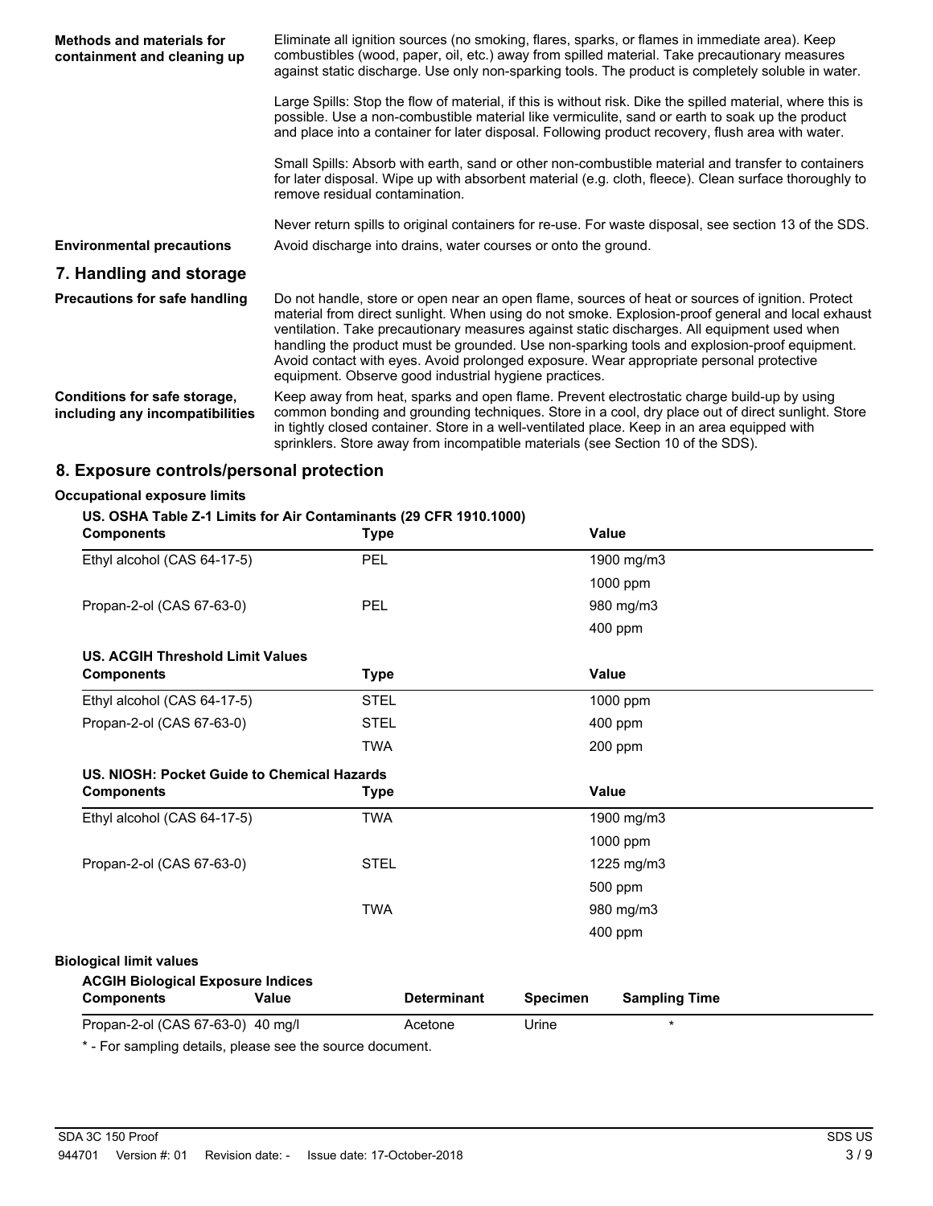**Methods and materials for containment and cleaning up**

Eliminate all ignition sources (no smoking, flares, sparks, or flames in immediate area). Keep combustibles (wood, paper, oil, etc.) away from spilled material. Take precautionary measures against static discharge. Use only non-sparking tools. The product is completely soluble in water.

Large Spills: Stop the flow of material, if this is without risk. Dike the spilled material, where this is possible. Use a non-combustible material like vermiculite, sand or earth to soak up the product and place into a container for later disposal. Following product recovery, flush area with water.

Small Spills: Absorb with earth, sand or other non-combustible material and transfer to containers for later disposal. Wipe up with absorbent material (e.g. cloth, fleece). Clean surface thoroughly to remove residual contamination.

Never return spills to original containers for re-use. For waste disposal, see section 13 of the SDS.

**Environmental precautions**

Avoid discharge into drains, water courses or onto the ground.

## 7. Handling and storage

**Precautions for safe handling**

Do not handle, store or open near an open flame, sources of heat or sources of ignition. Protect material from direct sunlight. When using do not smoke. Explosion-proof general and local exhaust ventilation. Take precautionary measures against static discharges. All equipment used when handling the product must be grounded. Use non-sparking tools and explosion-proof equipment. Avoid contact with eyes. Avoid prolonged exposure. Wear appropriate personal protective equipment. Observe good industrial hygiene practices.

**Conditions for safe storage, including any incompatibilities**

Keep away from heat, sparks and open flame. Prevent electrostatic charge build-up by using common bonding and grounding techniques. Store in a cool, dry place out of direct sunlight. Store in tightly closed container. Store in a well-ventilated place. Keep in an area equipped with sprinklers. Store away from incompatible materials (see Section 10 of the SDS).

## 8. Exposure controls/personal protection

**Occupational exposure limits**

**US. OSHA Table Z-1 Limits for Air Contaminants (29 CFR 1910.1000)**

| Components | Type | Value |
|---|---|---|
| Ethyl alcohol (CAS 64-17-5) | PEL | 1900 mg/m3 |
| | | 1000 ppm |
| Propan-2-ol (CAS 67-63-0) | PEL | 980 mg/m3 |
| | | 400 ppm |

**US. ACGIH Threshold Limit Values**

| Components | Type | Value |
|---|---|---|
| Ethyl alcohol (CAS 64-17-5) | STEL | 1000 ppm |
| Propan-2-ol (CAS 67-63-0) | STEL | 400 ppm |
| | TWA | 200 ppm |

**US. NIOSH: Pocket Guide to Chemical Hazards**

| Components | Type | Value |
|---|---|---|
| Ethyl alcohol (CAS 64-17-5) | TWA | 1900 mg/m3 |
| | | 1000 ppm |
| Propan-2-ol (CAS 67-63-0) | STEL | 1225 mg/m3 |
| | | 500 ppm |
| | TWA | 980 mg/m3 |
| | | 400 ppm |

**Biological limit values**

**ACGIH Biological Exposure Indices**

| Components | Value | Determinant | Specimen | Sampling Time |
|---|---|---|---|---|
| Propan-2-ol (CAS 67-63-0) | 40 mg/l | Acetone | Urine | * |

* - For sampling details, please see the source document.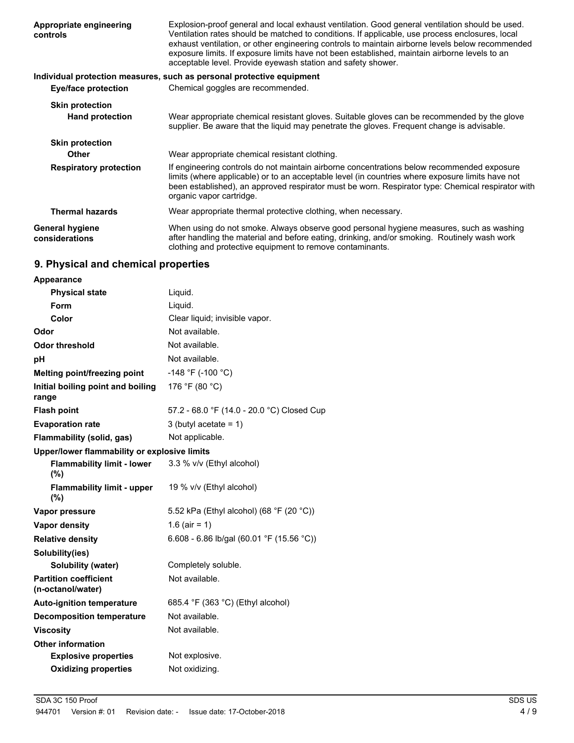| | |
|---|---|
| **Appropriate engineering controls** | Explosion-proof general and local exhaust ventilation. Good general ventilation should be used. Ventilation rates should be matched to conditions. If applicable, use process enclosures, local exhaust ventilation, or other engineering controls to maintain airborne levels below recommended exposure limits. If exposure limits have not been established, maintain airborne levels to an acceptable level. Provide eyewash station and safety shower. |

**Individual protection measures, such as personal protective equipment**

| | |
|---|---|
| **Eye/face protection** | Chemical goggles are recommended. |
| **Skin protection** | |
| **Hand protection** | Wear appropriate chemical resistant gloves. Suitable gloves can be recommended by the glove supplier. Be aware that the liquid may penetrate the gloves. Frequent change is advisable. |
| **Skin protection** | |
| **Other** | Wear appropriate chemical resistant clothing. |
| **Respiratory protection** | If engineering controls do not maintain airborne concentrations below recommended exposure limits (where applicable) or to an acceptable level (in countries where exposure limits have not been established), an approved respirator must be worn. Respirator type: Chemical respirator with organic vapor cartridge. |
| **Thermal hazards** | Wear appropriate thermal protective clothing, when necessary. |
| **General hygiene considerations** | When using do not smoke. Always observe good personal hygiene measures, such as washing after handling the material and before eating, drinking, and/or smoking. Routinely wash work clothing and protective equipment to remove contaminants. |

## 9. Physical and chemical properties

| | |
|---|---|
| **Appearance** | |
| **Physical state** | Liquid. |
| **Form** | Liquid. |
| **Color** | Clear liquid; invisible vapor. |
| **Odor** | Not available. |
| **Odor threshold** | Not available. |
| **pH** | Not available. |
| **Melting point/freezing point** | -148 °F (-100 °C) |
| **Initial boiling point and boiling range** | 176 °F (80 °C) |
| **Flash point** | 57.2 - 68.0 °F (14.0 - 20.0 °C) Closed Cup |
| **Evaporation rate** | 3 (butyl acetate = 1) |
| **Flammability (solid, gas)** | Not applicable. |
| **Upper/lower flammability or explosive limits** | |
| **Flammability limit - lower (%)** | 3.3 % v/v (Ethyl alcohol) |
| **Flammability limit - upper (%)** | 19 % v/v (Ethyl alcohol) |
| **Vapor pressure** | 5.52 kPa (Ethyl alcohol) (68 °F (20 °C)) |
| **Vapor density** | 1.6 (air = 1) |
| **Relative density** | 6.608 - 6.86 lb/gal (60.01 °F (15.56 °C)) |
| **Solubility(ies)** | |
| **Solubility (water)** | Completely soluble. |
| **Partition coefficient (n-octanol/water)** | Not available. |
| **Auto-ignition temperature** | 685.4 °F (363 °C) (Ethyl alcohol) |
| **Decomposition temperature** | Not available. |
| **Viscosity** | Not available. |
| **Other information** | |
| **Explosive properties** | Not explosive. |
| **Oxidizing properties** | Not oxidizing. |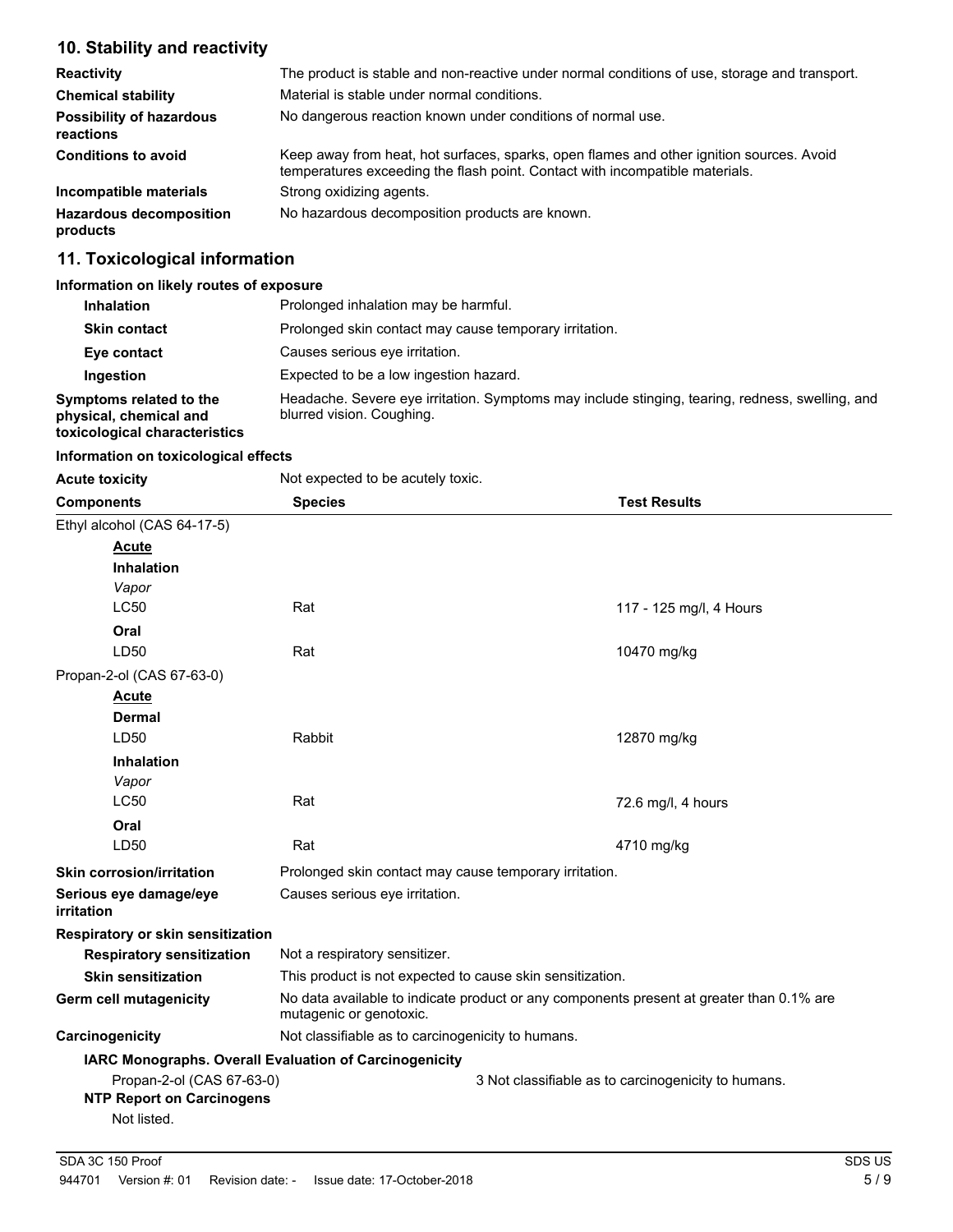## 10. Stability and reactivity

| | |
|---|---|
| **Reactivity** | The product is stable and non-reactive under normal conditions of use, storage and transport. |
| **Chemical stability** | Material is stable under normal conditions. |
| **Possibility of hazardous reactions** | No dangerous reaction known under conditions of normal use. |
| **Conditions to avoid** | Keep away from heat, hot surfaces, sparks, open flames and other ignition sources. Avoid temperatures exceeding the flash point. Contact with incompatible materials. |
| **Incompatible materials** | Strong oxidizing agents. |
| **Hazardous decomposition products** | No hazardous decomposition products are known. |

## 11. Toxicological information

**Information on likely routes of exposure**

| | |
|---|---|
| **Inhalation** | Prolonged inhalation may be harmful. |
| **Skin contact** | Prolonged skin contact may cause temporary irritation. |
| **Eye contact** | Causes serious eye irritation. |
| **Ingestion** | Expected to be a low ingestion hazard. |
| **Symptoms related to the physical, chemical and toxicological characteristics** | Headache. Severe eye irritation. Symptoms may include stinging, tearing, redness, swelling, and blurred vision. Coughing. |

**Information on toxicological effects**

**Acute toxicity** Not expected to be acutely toxic.

| Components | Species | Test Results |
|---|---|---|
| Ethyl alcohol (CAS 64-17-5) | | |
| **Acute** | | |
| **Inhalation** | | |
| *Vapor* | | |
| LC50 | Rat | 117 - 125 mg/l, 4 Hours |
| **Oral** | | |
| LD50 | Rat | 10470 mg/kg |
| Propan-2-ol (CAS 67-63-0) | | |
| **Acute** | | |
| **Dermal** | | |
| LD50 | Rabbit | 12870 mg/kg |
| **Inhalation** | | |
| *Vapor* | | |
| LC50 | Rat | 72.6 mg/l, 4 hours |
| **Oral** | | |
| LD50 | Rat | 4710 mg/kg |

| | |
|---|---|
| **Skin corrosion/irritation** | Prolonged skin contact may cause temporary irritation. |
| **Serious eye damage/eye irritation** | Causes serious eye irritation. |
| **Respiratory or skin sensitization** | |
| **Respiratory sensitization** | Not a respiratory sensitizer. |
| **Skin sensitization** | This product is not expected to cause skin sensitization. |
| **Germ cell mutagenicity** | No data available to indicate product or any components present at greater than 0.1% are mutagenic or genotoxic. |
| **Carcinogenicity** | Not classifiable as to carcinogenicity to humans. |

**IARC Monographs. Overall Evaluation of Carcinogenicity**

Propan-2-ol (CAS 67-63-0) 3 Not classifiable as to carcinogenicity to humans.

**NTP Report on Carcinogens**

Not listed.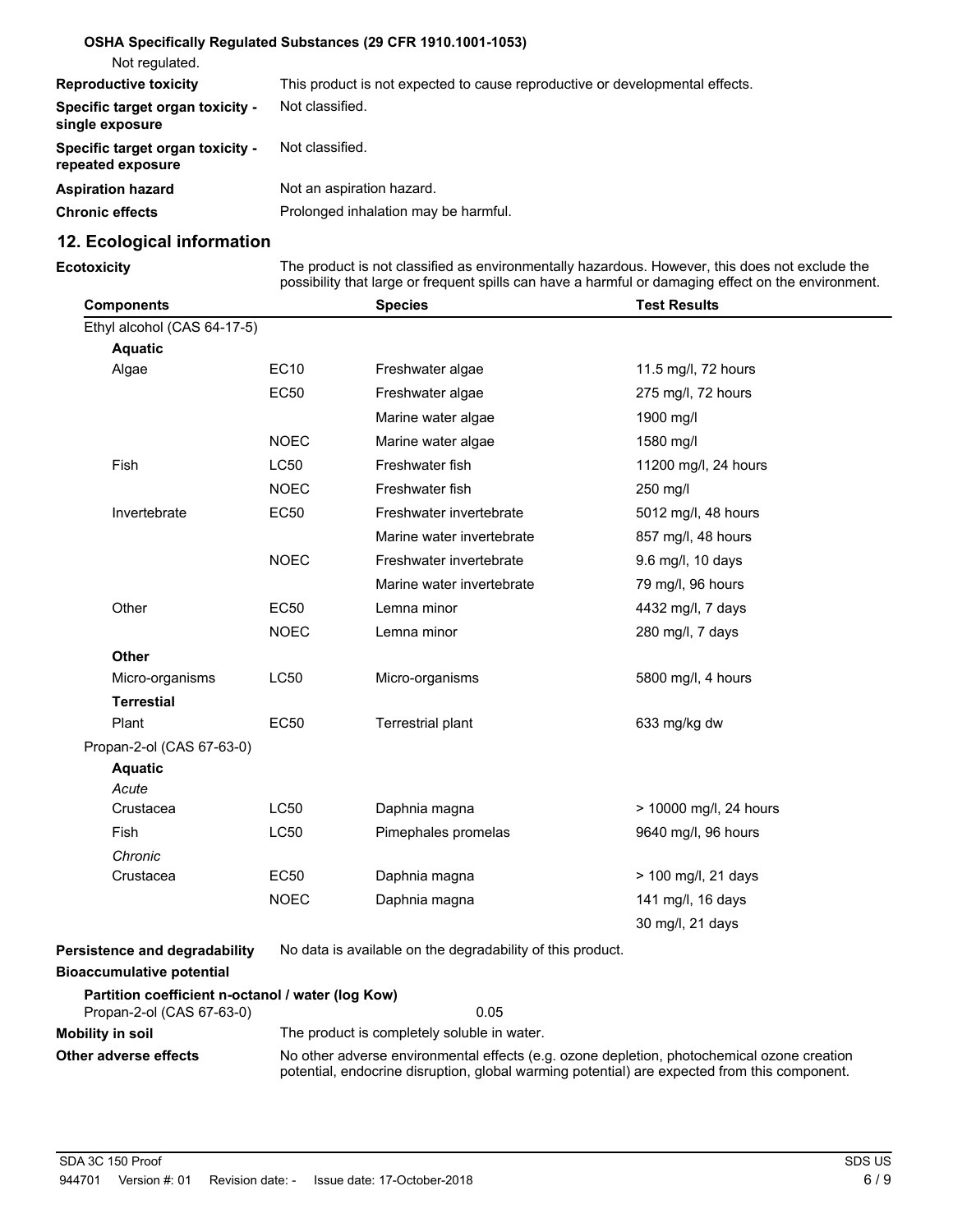**OSHA Specifically Regulated Substances (29 CFR 1910.1001-1053)**

Not regulated.

| | |
|---|---|
| **Reproductive toxicity** | This product is not expected to cause reproductive or developmental effects. |
| **Specific target organ toxicity - single exposure** | Not classified. |
| **Specific target organ toxicity - repeated exposure** | Not classified. |
| **Aspiration hazard** | Not an aspiration hazard. |
| **Chronic effects** | Prolonged inhalation may be harmful. |

## 12. Ecological information

**Ecotoxicity** The product is not classified as environmentally hazardous. However, this does not exclude the possibility that large or frequent spills can have a harmful or damaging effect on the environment.

| Components | | Species | Test Results |
|---|---|---|---|
| Ethyl alcohol (CAS 64-17-5) | | | |
| **Aquatic** | | | |
| Algae | EC10 | Freshwater algae | 11.5 mg/l, 72 hours |
| | EC50 | Freshwater algae | 275 mg/l, 72 hours |
| | | Marine water algae | 1900 mg/l |
| | NOEC | Marine water algae | 1580 mg/l |
| Fish | LC50 | Freshwater fish | 11200 mg/l, 24 hours |
| | NOEC | Freshwater fish | 250 mg/l |
| Invertebrate | EC50 | Freshwater invertebrate | 5012 mg/l, 48 hours |
| | | Marine water invertebrate | 857 mg/l, 48 hours |
| | NOEC | Freshwater invertebrate | 9.6 mg/l, 10 days |
| | | Marine water invertebrate | 79 mg/l, 96 hours |
| Other | EC50 | Lemna minor | 4432 mg/l, 7 days |
| | NOEC | Lemna minor | 280 mg/l, 7 days |
| **Other** | | | |
| Micro-organisms | LC50 | Micro-organisms | 5800 mg/l, 4 hours |
| **Terrestrial** | | | |
| Plant | EC50 | Terrestrial plant | 633 mg/kg dw |
| Propan-2-ol (CAS 67-63-0) | | | |
| **Aquatic** | | | |
| *Acute* | | | |
| Crustacea | LC50 | Daphnia magna | > 10000 mg/l, 24 hours |
| Fish | LC50 | Pimephales promelas | 9640 mg/l, 96 hours |
| *Chronic* | | | |
| Crustacea | EC50 | Daphnia magna | > 100 mg/l, 21 days |
| | NOEC | Daphnia magna | 141 mg/l, 16 days |
| | | | 30 mg/l, 21 days |

**Persistence and degradability** No data is available on the degradability of this product.

**Bioaccumulative potential**

**Partition coefficient n-octanol / water (log Kow)**

Propan-2-ol (CAS 67-63-0) 0.05

**Mobility in soil** The product is completely soluble in water.

**Other adverse effects** No other adverse environmental effects (e.g. ozone depletion, photochemical ozone creation potential, endocrine disruption, global warming potential) are expected from this component.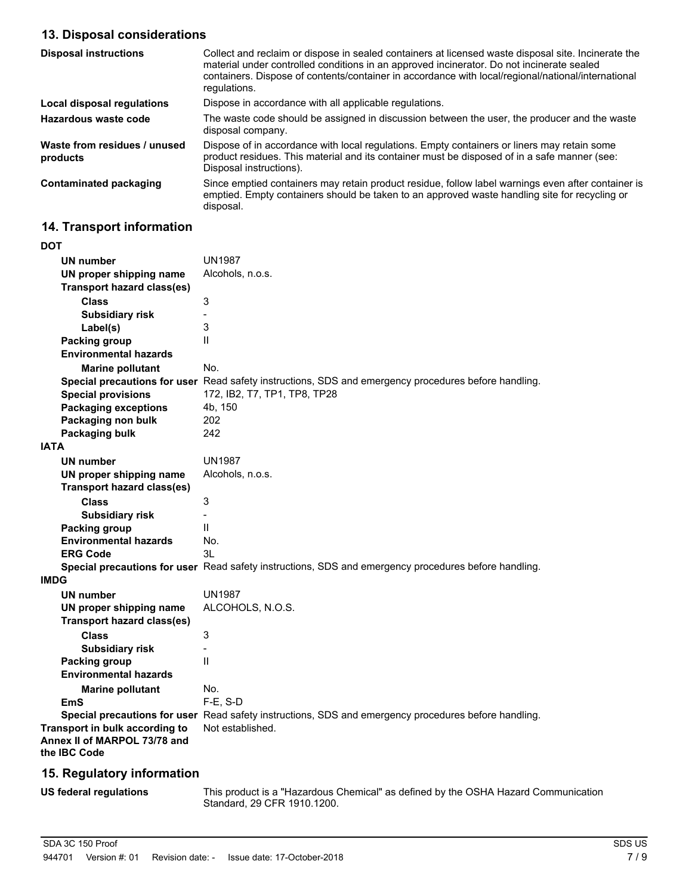## 13. Disposal considerations

| | |
|---|---|
| **Disposal instructions** | Collect and reclaim or dispose in sealed containers at licensed waste disposal site. Incinerate the material under controlled conditions in an approved incinerator. Do not incinerate sealed containers. Dispose of contents/container in accordance with local/regional/national/international regulations. |
| **Local disposal regulations** | Dispose in accordance with all applicable regulations. |
| **Hazardous waste code** | The waste code should be assigned in discussion between the user, the producer and the waste disposal company. |
| **Waste from residues / unused products** | Dispose of in accordance with local regulations. Empty containers or liners may retain some product residues. This material and its container must be disposed of in a safe manner (see: Disposal instructions). |
| **Contaminated packaging** | Since emptied containers may retain product residue, follow label warnings even after container is emptied. Empty containers should be taken to an approved waste handling site for recycling or disposal. |

## 14. Transport information

**DOT**

| | |
|---|---|
| **UN number** | UN1987 |
| **UN proper shipping name** | Alcohols, n.o.s. |
| **Transport hazard class(es)** | |
| **Class** | 3 |
| **Subsidiary risk** | - |
| **Label(s)** | 3 |
| **Packing group** | II |
| **Environmental hazards** | |
| **Marine pollutant** | No. |
| **Special precautions for user** | Read safety instructions, SDS and emergency procedures before handling. |
| **Special provisions** | 172, IB2, T7, TP1, TP8, TP28 |
| **Packaging exceptions** | 4b, 150 |
| **Packaging non bulk** | 202 |
| **Packaging bulk** | 242 |

**IATA**

| | |
|---|---|
| **UN number** | UN1987 |
| **UN proper shipping name** | Alcohols, n.o.s. |
| **Transport hazard class(es)** | |
| **Class** | 3 |
| **Subsidiary risk** | - |
| **Packing group** | II |
| **Environmental hazards** | No. |
| **ERG Code** | 3L |
| **Special precautions for user** | Read safety instructions, SDS and emergency procedures before handling. |

**IMDG**

| | |
|---|---|
| **UN number** | UN1987 |
| **UN proper shipping name** | ALCOHOLS, N.O.S. |
| **Transport hazard class(es)** | |
| **Class** | 3 |
| **Subsidiary risk** | - |
| **Packing group** | II |
| **Environmental hazards** | |
| **Marine pollutant** | No. |
| **EmS** | F-E, S-D |
| **Special precautions for user** | Read safety instructions, SDS and emergency procedures before handling. |

| | |
|---|---|
| **Transport in bulk according to Annex II of MARPOL 73/78 and the IBC Code** | Not established. |

## 15. Regulatory information

| | |
|---|---|
| **US federal regulations** | This product is a "Hazardous Chemical" as defined by the OSHA Hazard Communication Standard, 29 CFR 1910.1200. |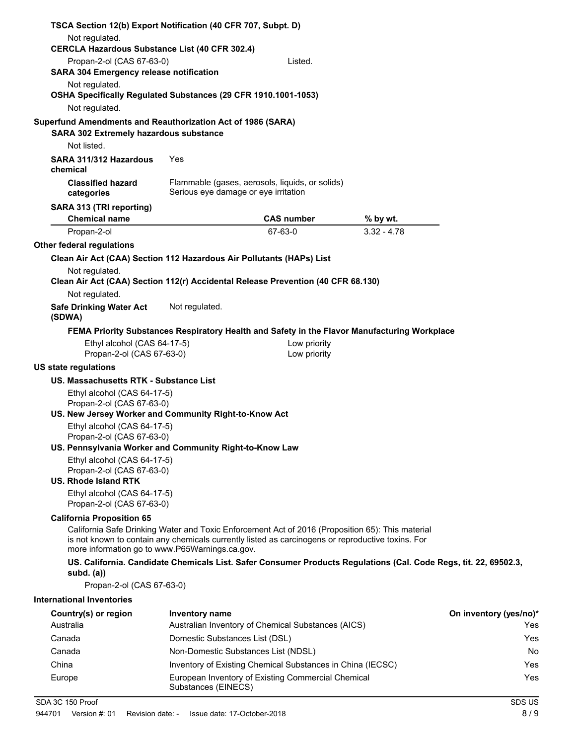**TSCA Section 12(b) Export Notification (40 CFR 707, Subpt. D)**

Not regulated.

**CERCLA Hazardous Substance List (40 CFR 302.4)**

| | |
|---|---|
| Propan-2-ol (CAS 67-63-0) | Listed. |

**SARA 304 Emergency release notification**

Not regulated.

**OSHA Specifically Regulated Substances (29 CFR 1910.1001-1053)**

Not regulated.

**Superfund Amendments and Reauthorization Act of 1986 (SARA)**

**SARA 302 Extremely hazardous substance**

Not listed.

**SARA 311/312 Hazardous chemical** Yes

**Classified hazard categories** Flammable (gases, aerosols, liquids, or solids)
Serious eye damage or eye irritation

**SARA 313 (TRI reporting)**

| Chemical name | CAS number | % by wt. |
|---|---|---|
| Propan-2-ol | 67-63-0 | 3.32 - 4.78 |

**Other federal regulations**

**Clean Air Act (CAA) Section 112 Hazardous Air Pollutants (HAPs) List**

Not regulated.

**Clean Air Act (CAA) Section 112(r) Accidental Release Prevention (40 CFR 68.130)**

Not regulated.

**Safe Drinking Water Act (SDWA)** Not regulated.

**FEMA Priority Substances Respiratory Health and Safety in the Flavor Manufacturing Workplace**

| | |
|---|---|
| Ethyl alcohol (CAS 64-17-5) | Low priority |
| Propan-2-ol (CAS 67-63-0) | Low priority |

**US state regulations**

**US. Massachusetts RTK - Substance List**

Ethyl alcohol (CAS 64-17-5)
Propan-2-ol (CAS 67-63-0)

**US. New Jersey Worker and Community Right-to-Know Act**

Ethyl alcohol (CAS 64-17-5)
Propan-2-ol (CAS 67-63-0)

**US. Pennsylvania Worker and Community Right-to-Know Law**

Ethyl alcohol (CAS 64-17-5)
Propan-2-ol (CAS 67-63-0)

**US. Rhode Island RTK**

Ethyl alcohol (CAS 64-17-5)
Propan-2-ol (CAS 67-63-0)

**California Proposition 65**

California Safe Drinking Water and Toxic Enforcement Act of 2016 (Proposition 65): This material is not known to contain any chemicals currently listed as carcinogens or reproductive toxins. For more information go to www.P65Warnings.ca.gov.

**US. California. Candidate Chemicals List. Safer Consumer Products Regulations (Cal. Code Regs, tit. 22, 69502.3, subd. (a))**

Propan-2-ol (CAS 67-63-0)

**International Inventories**

| Country(s) or region | Inventory name | On inventory (yes/no)* |
|---|---|---|
| Australia | Australian Inventory of Chemical Substances (AICS) | Yes |
| Canada | Domestic Substances List (DSL) | Yes |
| Canada | Non-Domestic Substances List (NDSL) | No |
| China | Inventory of Existing Chemical Substances in China (IECSC) | Yes |
| Europe | European Inventory of Existing Commercial Chemical Substances (EINECS) | Yes |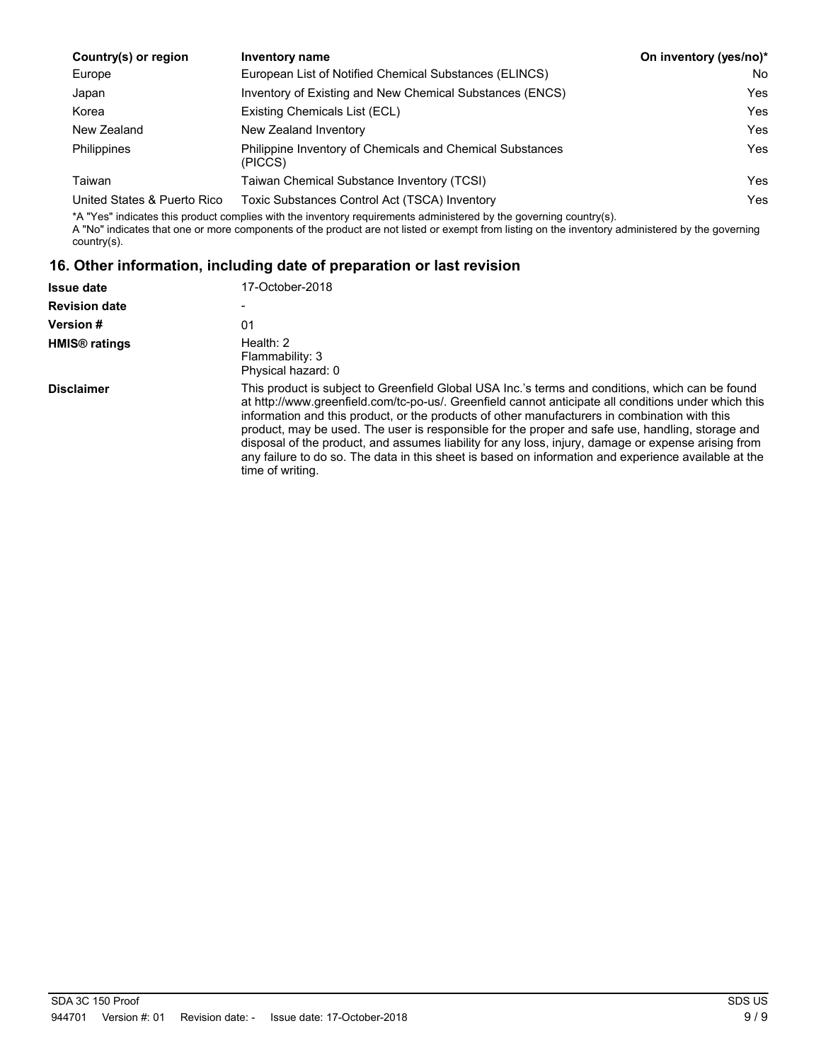| Country(s) or region | Inventory name | On inventory (yes/no)* |
| --- | --- | --- |
| Europe | European List of Notified Chemical Substances (ELINCS) | No |
| Japan | Inventory of Existing and New Chemical Substances (ENCS) | Yes |
| Korea | Existing Chemicals List (ECL) | Yes |
| New Zealand | New Zealand Inventory | Yes |
| Philippines | Philippine Inventory of Chemicals and Chemical Substances (PICCS) | Yes |
| Taiwan | Taiwan Chemical Substance Inventory (TCSI) | Yes |
| United States & Puerto Rico | Toxic Substances Control Act (TSCA) Inventory | Yes |

*A "Yes" indicates this product complies with the inventory requirements administered by the governing country(s).
A "No" indicates that one or more components of the product are not listed or exempt from listing on the inventory administered by the governing country(s).

## 16. Other information, including date of preparation or last revision

**Issue date** 17-October-2018

**Revision date** -

**Version #** 01

**HMIS® ratings**
Health: 2
Flammability: 3
Physical hazard: 0

**Disclaimer** This product is subject to Greenfield Global USA Inc.'s terms and conditions, which can be found at http://www.greenfield.com/tc-po-us/. Greenfield cannot anticipate all conditions under which this information and this product, or the products of other manufacturers in combination with this product, may be used. The user is responsible for the proper and safe use, handling, storage and disposal of the product, and assumes liability for any loss, injury, damage or expense arising from any failure to do so. The data in this sheet is based on information and experience available at the time of writing.